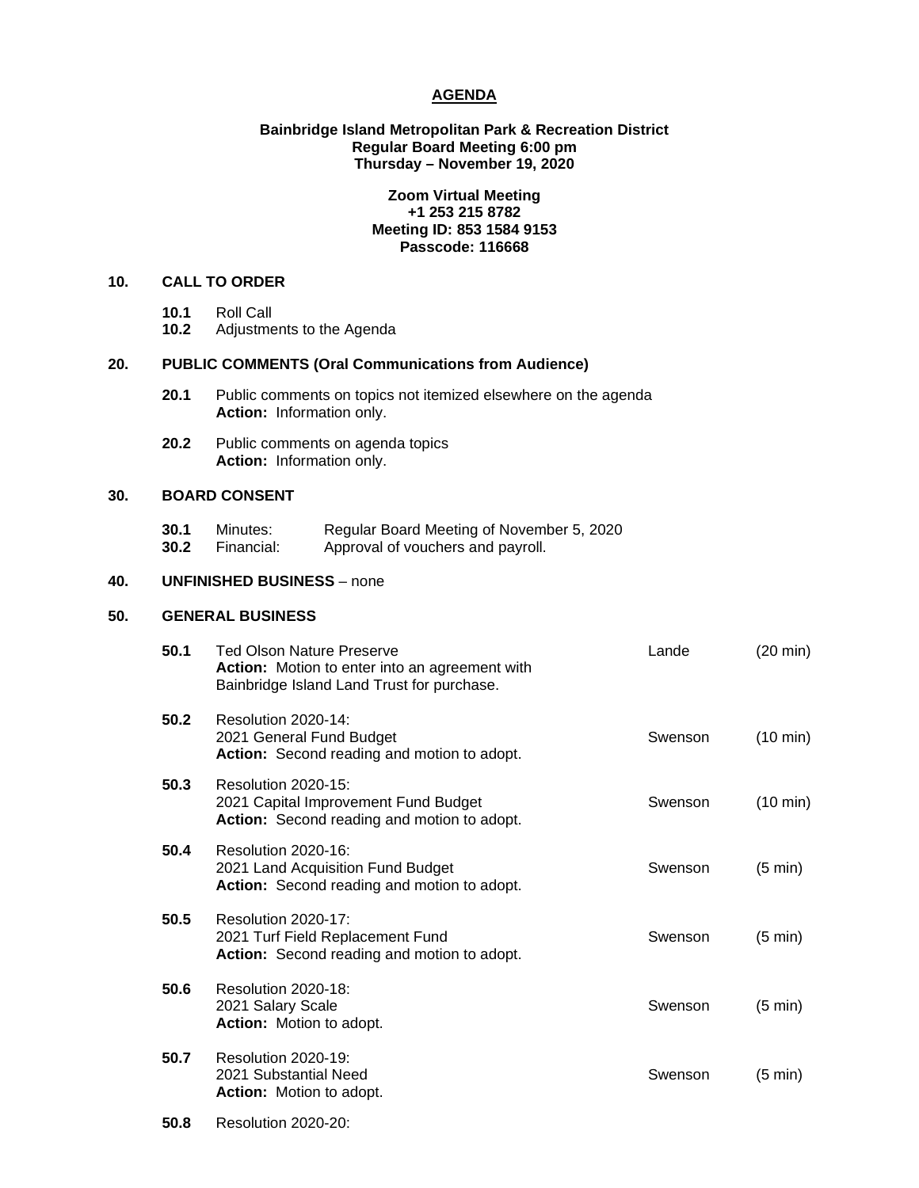# AGENDA

**Bainbridge Island Metropolitan Park & Recreation District**
**Regular Board Meeting 6:00 pm**
**Thursday – November 19, 2020**

**Zoom Virtual Meeting**
**+1 253 215 8782**
**Meeting ID: 853 1584 9153**
**Passcode: 116668**

## 10. CALL TO ORDER

**10.1** Roll Call
**10.2** Adjustments to the Agenda

## 20. PUBLIC COMMENTS (Oral Communications from Audience)

**20.1** Public comments on topics not itemized elsewhere on the agenda
**Action:** Information only.

**20.2** Public comments on agenda topics
**Action:** Information only.

## 30. BOARD CONSENT

**30.1** Minutes: Regular Board Meeting of November 5, 2020
**30.2** Financial: Approval of vouchers and payroll.

## 40. UNFINISHED BUSINESS – none

## 50. GENERAL BUSINESS

| | | | |
|---|---|---|---|
| **50.1** | Ted Olson Nature Preserve<br>**Action:** Motion to enter into an agreement with Bainbridge Island Land Trust for purchase. | Lande | (20 min) |
| **50.2** | Resolution 2020-14:<br>2021 General Fund Budget<br>**Action:** Second reading and motion to adopt. | Swenson | (10 min) |
| **50.3** | Resolution 2020-15:<br>2021 Capital Improvement Fund Budget<br>**Action:** Second reading and motion to adopt. | Swenson | (10 min) |
| **50.4** | Resolution 2020-16:<br>2021 Land Acquisition Fund Budget<br>**Action:** Second reading and motion to adopt. | Swenson | (5 min) |
| **50.5** | Resolution 2020-17:<br>2021 Turf Field Replacement Fund<br>**Action:** Second reading and motion to adopt. | Swenson | (5 min) |
| **50.6** | Resolution 2020-18:<br>2021 Salary Scale<br>**Action:** Motion to adopt. | Swenson | (5 min) |
| **50.7** | Resolution 2020-19:<br>2021 Substantial Need<br>**Action:** Motion to adopt. | Swenson | (5 min) |
| **50.8** | Resolution 2020-20: | | |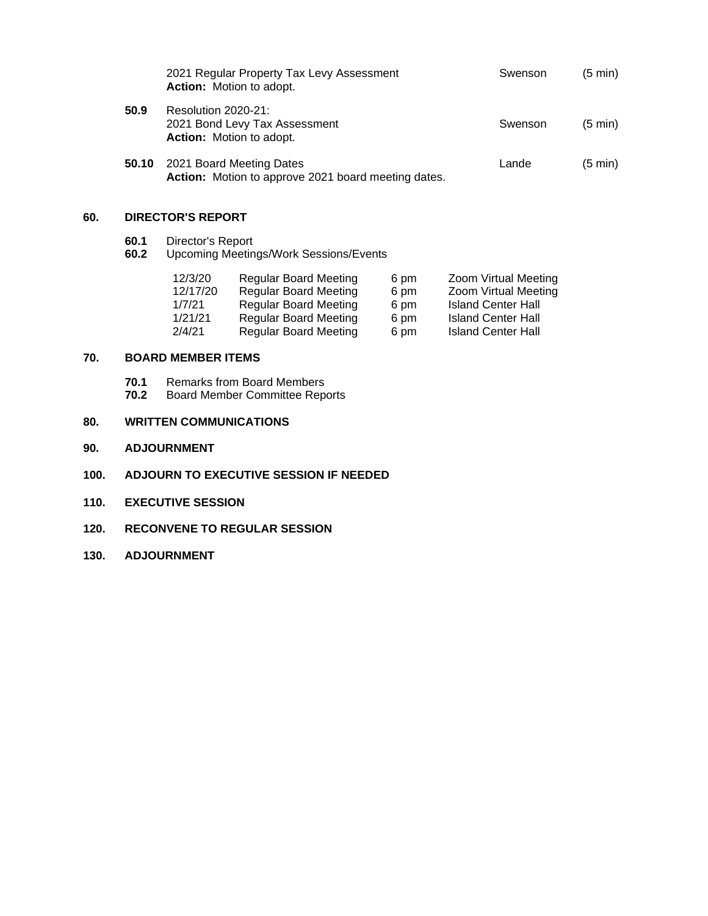2021 Regular Property Tax Levy Assessment — Swenson (5 min)
**Action:** Motion to adopt.

**50.9** Resolution 2020-21:
2021 Bond Levy Tax Assessment — Swenson (5 min)
**Action:** Motion to adopt.

**50.10** 2021 Board Meeting Dates — Lande (5 min)
**Action:** Motion to approve 2021 board meeting dates.

## 60. DIRECTOR'S REPORT

**60.1** Director's Report
**60.2** Upcoming Meetings/Work Sessions/Events

| | | | |
|---|---|---|---|
| 12/3/20 | Regular Board Meeting | 6 pm | Zoom Virtual Meeting |
| 12/17/20 | Regular Board Meeting | 6 pm | Zoom Virtual Meeting |
| 1/7/21 | Regular Board Meeting | 6 pm | Island Center Hall |
| 1/21/21 | Regular Board Meeting | 6 pm | Island Center Hall |
| 2/4/21 | Regular Board Meeting | 6 pm | Island Center Hall |

## 70. BOARD MEMBER ITEMS

**70.1** Remarks from Board Members
**70.2** Board Member Committee Reports

## 80. WRITTEN COMMUNICATIONS

## 90. ADJOURNMENT

## 100. ADJOURN TO EXECUTIVE SESSION IF NEEDED

## 110. EXECUTIVE SESSION

## 120. RECONVENE TO REGULAR SESSION

## 130. ADJOURNMENT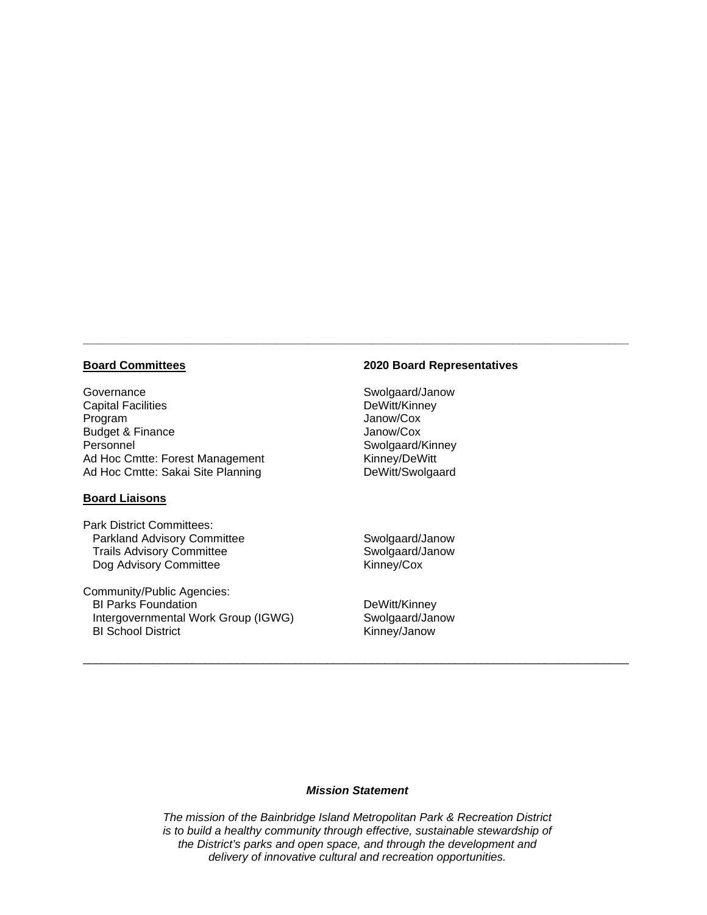---

| **Board Committees** | **2020 Board Representatives** |
|---|---|
| Governance | Swolgaard/Janow |
| Capital Facilities | DeWitt/Kinney |
| Program | Janow/Cox |
| Budget & Finance | Janow/Cox |
| Personnel | Swolgaard/Kinney |
| Ad Hoc Cmtte: Forest Management | Kinney/DeWitt |
| Ad Hoc Cmtte: Sakai Site Planning | DeWitt/Swolgaard |
| **Board Liaisons** | |
| Park District Committees: | |
| Parkland Advisory Committee | Swolgaard/Janow |
| Trails Advisory Committee | Swolgaard/Janow |
| Dog Advisory Committee | Kinney/Cox |
| Community/Public Agencies: | |
| BI Parks Foundation | DeWitt/Kinney |
| Intergovernmental Work Group (IGWG) | Swolgaard/Janow |
| BI School District | Kinney/Janow |

---

***Mission Statement***

*The mission of the Bainbridge Island Metropolitan Park & Recreation District is to build a healthy community through effective, sustainable stewardship of the District's parks and open space, and through the development and delivery of innovative cultural and recreation opportunities.*